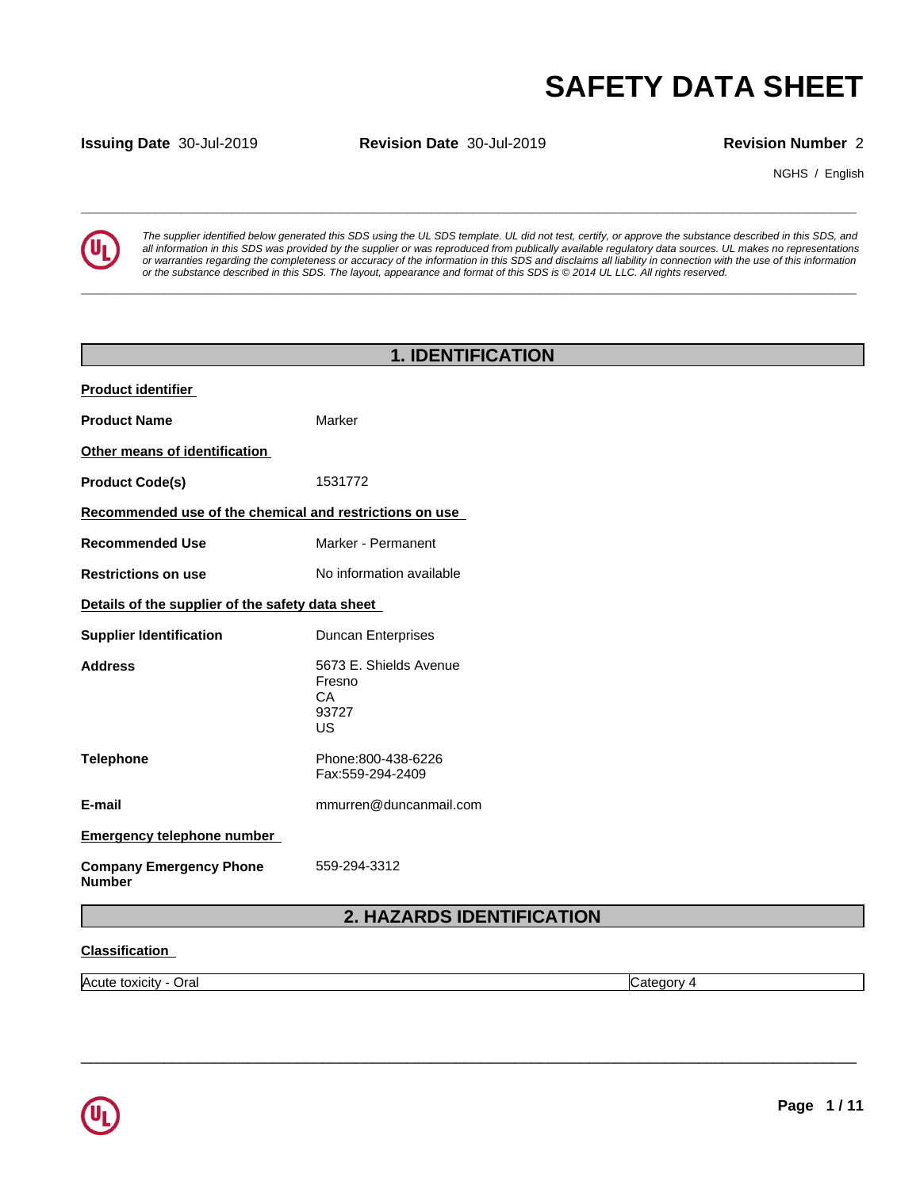# SAFETY DATA SHEET

**Issuing Date** 30-Jul-2019 **Revision Date** 30-Jul-2019 **Revision Number** 2

NGHS / English

*The supplier identified below generated this SDS using the UL SDS template. UL did not test, certify, or approve the substance described in this SDS, and all information in this SDS was provided by the supplier or was reproduced from publically available regulatory data sources. UL makes no representations or warranties regarding the completeness or accuracy of the information in this SDS and disclaims all liability in connection with the use of this information or the substance described in this SDS. The layout, appearance and format of this SDS is © 2014 UL LLC. All rights reserved.*

## 1. IDENTIFICATION

**Product identifier**

**Product Name** Marker

**Other means of identification**

**Product Code(s)** 1531772

**Recommended use of the chemical and restrictions on use**

**Recommended Use** Marker - Permanent

**Restrictions on use** No information available

**Details of the supplier of the safety data sheet**

**Supplier Identification** Duncan Enterprises

**Address** 5673 E. Shields Avenue
Fresno
CA
93727
US

**Telephone** Phone:800-438-6226
Fax:559-294-2409

**E-mail** mmurren@duncanmail.com

**Emergency telephone number**

**Company Emergency Phone Number** 559-294-3312

## 2. HAZARDS IDENTIFICATION

**Classification**

| | |
|---|---|
| Acute toxicity - Oral | Category 4 |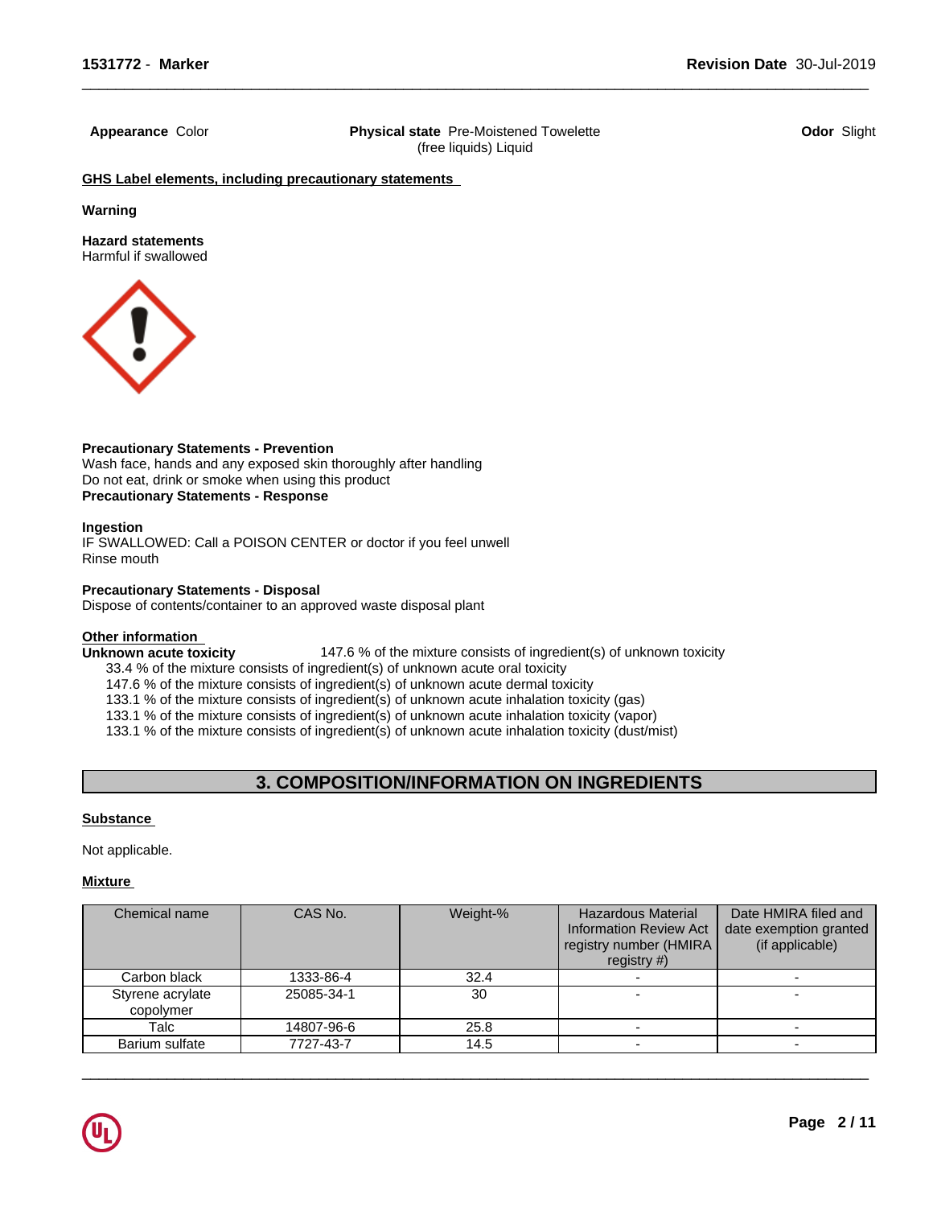**Appearance** Color

**Physical state** Pre-Moistened Towelette (free liquids) Liquid

**Odor** Slight

**GHS Label elements, including precautionary statements**

**Warning**

**Hazard statements**
Harmful if swallowed

**Precautionary Statements - Prevention**
Wash face, hands and any exposed skin thoroughly after handling
Do not eat, drink or smoke when using this product
**Precautionary Statements - Response**

**Ingestion**
IF SWALLOWED: Call a POISON CENTER or doctor if you feel unwell
Rinse mouth

**Precautionary Statements - Disposal**
Dispose of contents/container to an approved waste disposal plant

**Other information**
**Unknown acute toxicity** 147.6 % of the mixture consists of ingredient(s) of unknown toxicity
33.4 % of the mixture consists of ingredient(s) of unknown acute oral toxicity
147.6 % of the mixture consists of ingredient(s) of unknown acute dermal toxicity
133.1 % of the mixture consists of ingredient(s) of unknown acute inhalation toxicity (gas)
133.1 % of the mixture consists of ingredient(s) of unknown acute inhalation toxicity (vapor)
133.1 % of the mixture consists of ingredient(s) of unknown acute inhalation toxicity (dust/mist)

## 3. COMPOSITION/INFORMATION ON INGREDIENTS

**Substance**

Not applicable.

**Mixture**

| Chemical name | CAS No. | Weight-% | Hazardous Material Information Review Act registry number (HMIRA registry #) | Date HMIRA filed and date exemption granted (if applicable) |
|---|---|---|---|---|
| Carbon black | 1333-86-4 | 32.4 | - | - |
| Styrene acrylate copolymer | 25085-34-1 | 30 | - | - |
| Talc | 14807-96-6 | 25.8 | - | - |
| Barium sulfate | 7727-43-7 | 14.5 | - | - |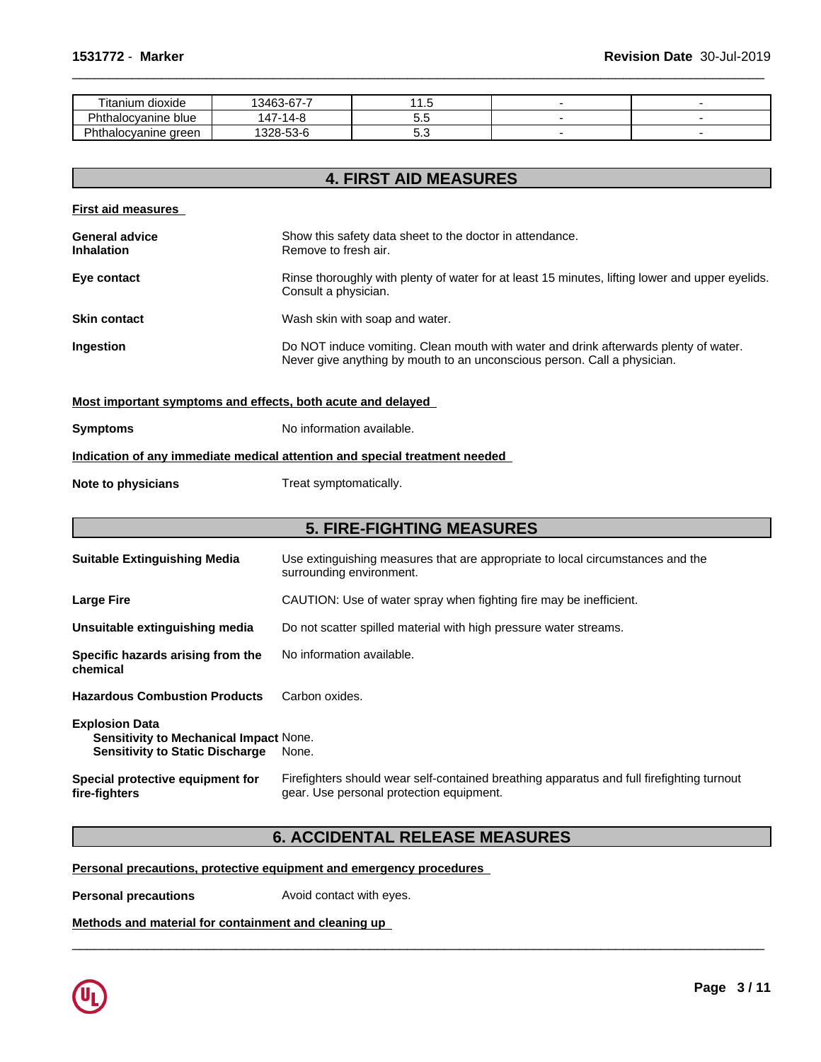| Titanium dioxide | 13463-67-7 | 11.5 | - | - |
|---|---|---|---|---|
| Phthalocyanine blue | 147-14-8 | 5.5 | - | - |
| Phthalocyanine green | 1328-53-6 | 5.3 | - | - |

## 4. FIRST AID MEASURES

**First aid measures**

**General advice** Show this safety data sheet to the doctor in attendance.

**Inhalation** Remove to fresh air.

**Eye contact** Rinse thoroughly with plenty of water for at least 15 minutes, lifting lower and upper eyelids. Consult a physician.

**Skin contact** Wash skin with soap and water.

**Ingestion** Do NOT induce vomiting. Clean mouth with water and drink afterwards plenty of water. Never give anything by mouth to an unconscious person. Call a physician.

**Most important symptoms and effects, both acute and delayed**

**Symptoms** No information available.

**Indication of any immediate medical attention and special treatment needed**

**Note to physicians** Treat symptomatically.

## 5. FIRE-FIGHTING MEASURES

**Suitable Extinguishing Media** Use extinguishing measures that are appropriate to local circumstances and the surrounding environment.

**Large Fire** CAUTION: Use of water spray when fighting fire may be inefficient.

**Unsuitable extinguishing media** Do not scatter spilled material with high pressure water streams.

**Specific hazards arising from the chemical** No information available.

**Hazardous Combustion Products** Carbon oxides.

**Explosion Data**
**Sensitivity to Mechanical Impact** None.
**Sensitivity to Static Discharge** None.

**Special protective equipment for fire-fighters** Firefighters should wear self-contained breathing apparatus and full firefighting turnout gear. Use personal protection equipment.

## 6. ACCIDENTAL RELEASE MEASURES

**Personal precautions, protective equipment and emergency procedures**

**Personal precautions** Avoid contact with eyes.

**Methods and material for containment and cleaning up**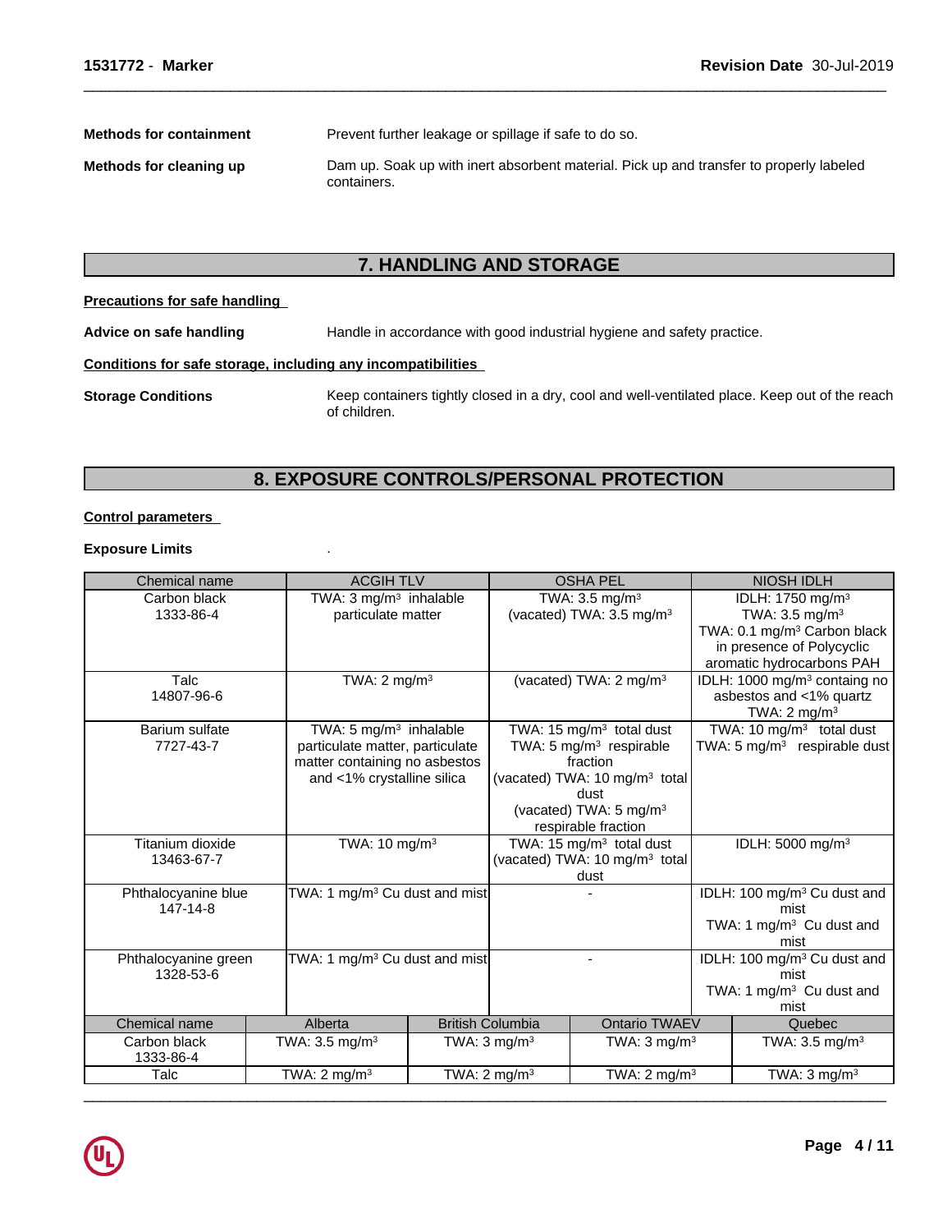**Methods for containment** Prevent further leakage or spillage if safe to do so.

**Methods for cleaning up** Dam up. Soak up with inert absorbent material. Pick up and transfer to properly labeled containers.

## 7. HANDLING AND STORAGE

**Precautions for safe handling**

**Advice on safe handling** Handle in accordance with good industrial hygiene and safety practice.

**Conditions for safe storage, including any incompatibilities**

**Storage Conditions** Keep containers tightly closed in a dry, cool and well-ventilated place. Keep out of the reach of children.

## 8. EXPOSURE CONTROLS/PERSONAL PROTECTION

**Control parameters**

**Exposure Limits** .

| Chemical name | ACGIH TLV | OSHA PEL | NIOSH IDLH |
|---|---|---|---|
| Carbon black 1333-86-4 | TWA: 3 mg/m³ inhalable particulate matter | TWA: 3.5 mg/m³ (vacated) TWA: 3.5 mg/m³ | IDLH: 1750 mg/m³ TWA: 3.5 mg/m³ TWA: 0.1 mg/m³ Carbon black in presence of Polycyclic aromatic hydrocarbons PAH |
| Talc 14807-96-6 | TWA: 2 mg/m³ | (vacated) TWA: 2 mg/m³ | IDLH: 1000 mg/m³ containg no asbestos and <1% quartz TWA: 2 mg/m³ |
| Barium sulfate 7727-43-7 | TWA: 5 mg/m³ inhalable particulate matter, particulate matter containing no asbestos and <1% crystalline silica | TWA: 15 mg/m³ total dust TWA: 5 mg/m³ respirable fraction (vacated) TWA: 10 mg/m³ total dust (vacated) TWA: 5 mg/m³ respirable fraction | TWA: 10 mg/m³ total dust TWA: 5 mg/m³ respirable dust |
| Titanium dioxide 13463-67-7 | TWA: 10 mg/m³ | TWA: 15 mg/m³ total dust (vacated) TWA: 10 mg/m³ total dust | IDLH: 5000 mg/m³ |
| Phthalocyanine blue 147-14-8 | TWA: 1 mg/m³ Cu dust and mist | - | IDLH: 100 mg/m³ Cu dust and mist TWA: 1 mg/m³ Cu dust and mist |
| Phthalocyanine green 1328-53-6 | TWA: 1 mg/m³ Cu dust and mist | - | IDLH: 100 mg/m³ Cu dust and mist TWA: 1 mg/m³ Cu dust and mist |

| Chemical name | Alberta | British Columbia | Ontario TWAEV | Quebec |
|---|---|---|---|---|
| Carbon black 1333-86-4 | TWA: 3.5 mg/m³ | TWA: 3 mg/m³ | TWA: 3 mg/m³ | TWA: 3.5 mg/m³ |
| Talc | TWA: 2 mg/m³ | TWA: 2 mg/m³ | TWA: 2 mg/m³ | TWA: 3 mg/m³ |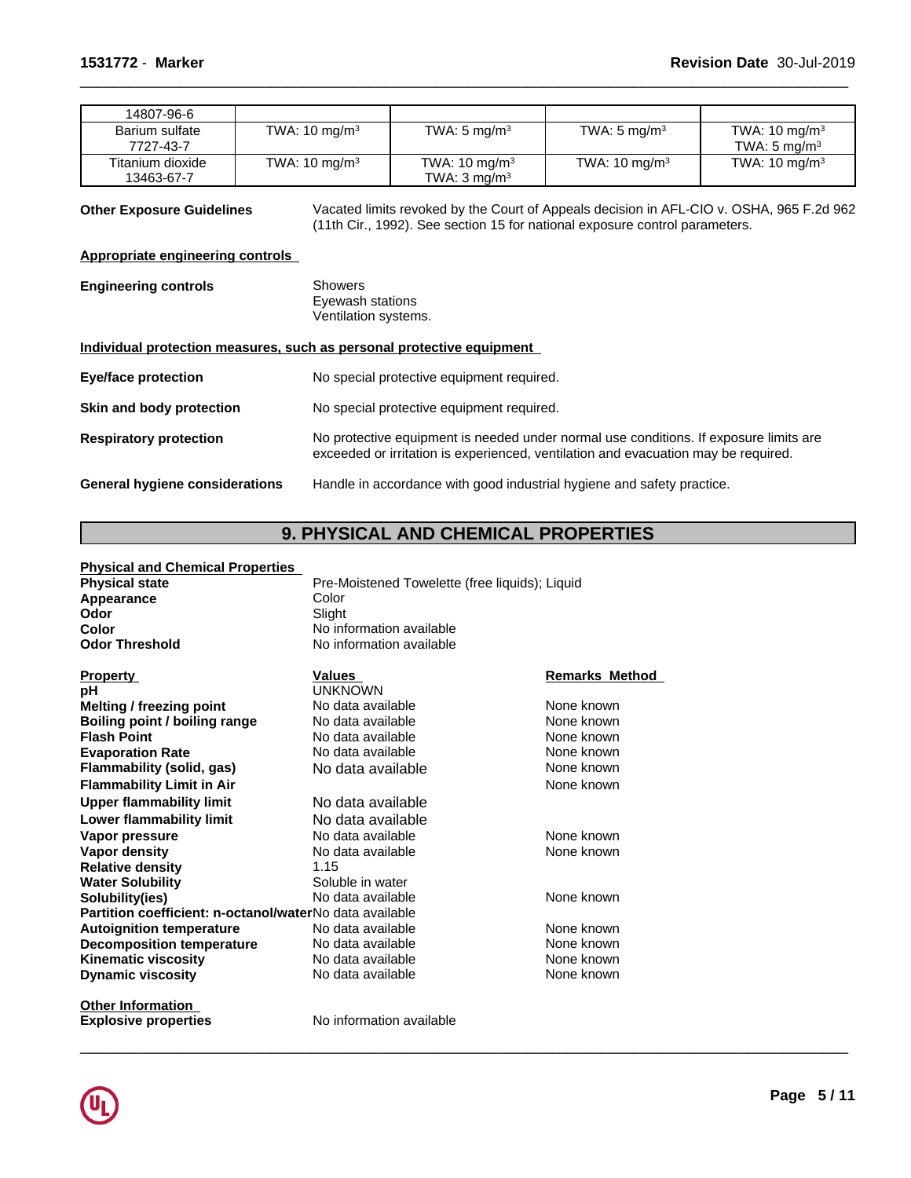| | | | | |
|---|---|---|---|---|
| 14807-96-6 | | | | |
| Barium sulfate 7727-43-7 | TWA: 10 mg/m³ | TWA: 5 mg/m³ | TWA: 5 mg/m³ | TWA: 10 mg/m³ TWA: 5 mg/m³ |
| Titanium dioxide 13463-67-7 | TWA: 10 mg/m³ | TWA: 10 mg/m³ TWA: 3 mg/m³ | TWA: 10 mg/m³ | TWA: 10 mg/m³ |

**Other Exposure Guidelines** Vacated limits revoked by the Court of Appeals decision in AFL-CIO v. OSHA, 965 F.2d 962 (11th Cir., 1992). See section 15 for national exposure control parameters.

**Appropriate engineering controls**

**Engineering controls**
Showers
Eyewash stations
Ventilation systems.

**Individual protection measures, such as personal protective equipment**

**Eye/face protection** No special protective equipment required.

**Skin and body protection** No special protective equipment required.

**Respiratory protection** No protective equipment is needed under normal use conditions. If exposure limits are exceeded or irritation is experienced, ventilation and evacuation may be required.

**General hygiene considerations** Handle in accordance with good industrial hygiene and safety practice.

## 9. PHYSICAL AND CHEMICAL PROPERTIES

**Physical and Chemical Properties**

| | |
|---|---|
| **Physical state** | Pre-Moistened Towelette (free liquids); Liquid |
| **Appearance** | Color |
| **Odor** | Slight |
| **Color** | No information available |
| **Odor Threshold** | No information available |

| Property | Values | Remarks Method |
|---|---|---|
| **pH** | UNKNOWN | |
| **Melting / freezing point** | No data available | None known |
| **Boiling point / boiling range** | No data available | None known |
| **Flash Point** | No data available | None known |
| **Evaporation Rate** | No data available | None known |
| **Flammability (solid, gas)** | No data available | None known |
| **Flammability Limit in Air** | | None known |
| **Upper flammability limit** | No data available | |
| **Lower flammability limit** | No data available | |
| **Vapor pressure** | No data available | None known |
| **Vapor density** | No data available | None known |
| **Relative density** | 1.15 | |
| **Water Solubility** | Soluble in water | |
| **Solubility(ies)** | No data available | None known |
| **Partition coefficient: n-octanol/water** | No data available | |
| **Autoignition temperature** | No data available | None known |
| **Decomposition temperature** | No data available | None known |
| **Kinematic viscosity** | No data available | None known |
| **Dynamic viscosity** | No data available | None known |

**Other Information**

**Explosive properties** No information available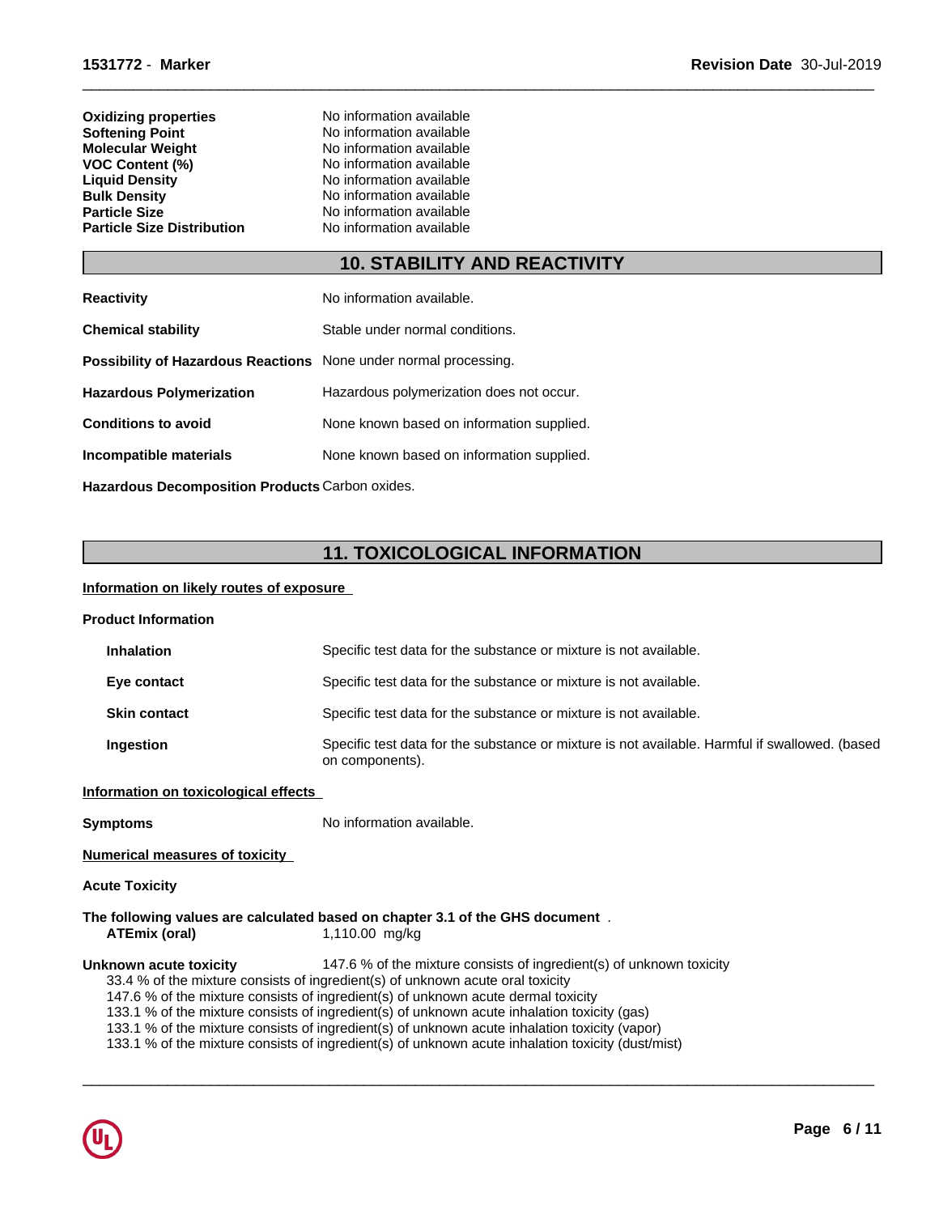| | |
|---|---|
| **Oxidizing properties** | No information available |
| **Softening Point** | No information available |
| **Molecular Weight** | No information available |
| **VOC Content (%)** | No information available |
| **Liquid Density** | No information available |
| **Bulk Density** | No information available |
| **Particle Size** | No information available |
| **Particle Size Distribution** | No information available |

## 10. STABILITY AND REACTIVITY

**Reactivity** No information available.

**Chemical stability** Stable under normal conditions.

**Possibility of Hazardous Reactions** None under normal processing.

**Hazardous Polymerization** Hazardous polymerization does not occur.

**Conditions to avoid** None known based on information supplied.

**Incompatible materials** None known based on information supplied.

**Hazardous Decomposition Products** Carbon oxides.

## 11. TOXICOLOGICAL INFORMATION

**Information on likely routes of exposure**

**Product Information**

**Inhalation** Specific test data for the substance or mixture is not available.

**Eye contact** Specific test data for the substance or mixture is not available.

**Skin contact** Specific test data for the substance or mixture is not available.

**Ingestion** Specific test data for the substance or mixture is not available. Harmful if swallowed. (based on components).

**Information on toxicological effects**

**Symptoms** No information available.

**Numerical measures of toxicity**

**Acute Toxicity**

**The following values are calculated based on chapter 3.1 of the GHS document** .

**ATEmix (oral)** 1,110.00 mg/kg

**Unknown acute toxicity** 147.6 % of the mixture consists of ingredient(s) of unknown toxicity

33.4 % of the mixture consists of ingredient(s) of unknown acute oral toxicity
147.6 % of the mixture consists of ingredient(s) of unknown acute dermal toxicity
133.1 % of the mixture consists of ingredient(s) of unknown acute inhalation toxicity (gas)
133.1 % of the mixture consists of ingredient(s) of unknown acute inhalation toxicity (vapor)
133.1 % of the mixture consists of ingredient(s) of unknown acute inhalation toxicity (dust/mist)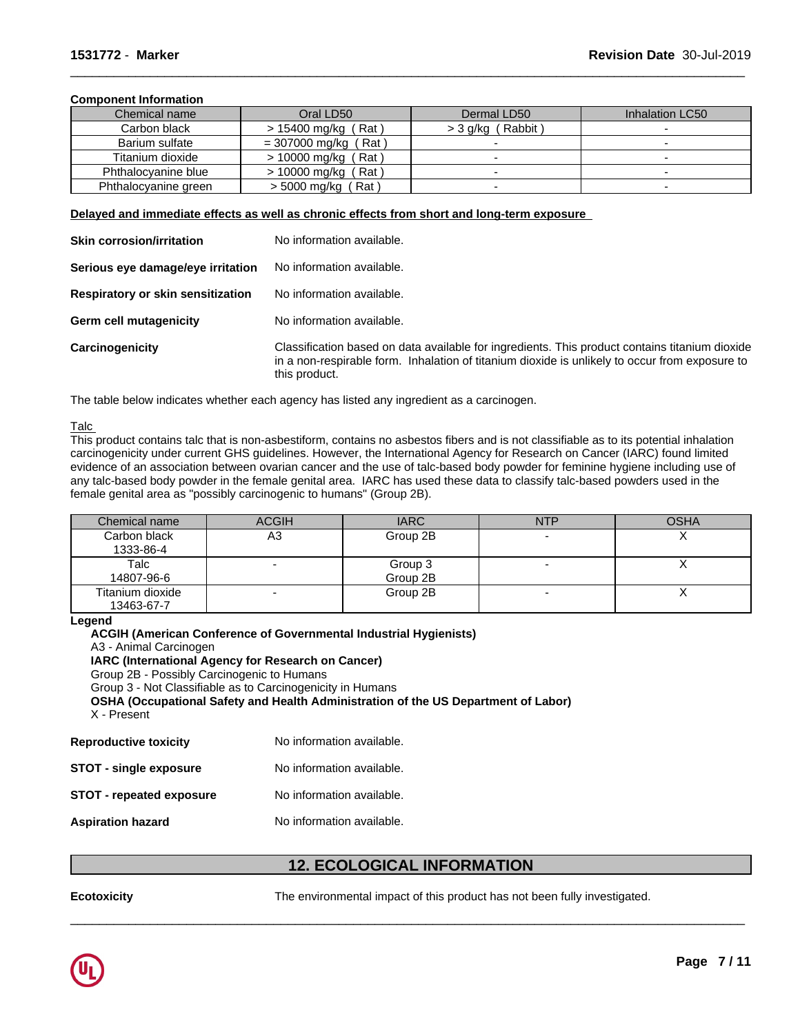**Component Information**

| Chemical name | Oral LD50 | Dermal LD50 | Inhalation LC50 |
|---|---|---|---|
| Carbon black | > 15400 mg/kg ( Rat ) | > 3 g/kg ( Rabbit ) | - |
| Barium sulfate | = 307000 mg/kg ( Rat ) | - | - |
| Titanium dioxide | > 10000 mg/kg ( Rat ) | - | - |
| Phthalocyanine blue | > 10000 mg/kg ( Rat ) | - | - |
| Phthalocyanine green | > 5000 mg/kg ( Rat ) | - | - |

**Delayed and immediate effects as well as chronic effects from short and long-term exposure**

**Skin corrosion/irritation** No information available.

**Serious eye damage/eye irritation** No information available.

**Respiratory or skin sensitization** No information available.

**Germ cell mutagenicity** No information available.

**Carcinogenicity** Classification based on data available for ingredients. This product contains titanium dioxide in a non-respirable form. Inhalation of titanium dioxide is unlikely to occur from exposure to this product.

The table below indicates whether each agency has listed any ingredient as a carcinogen.

Talc
This product contains talc that is non-asbestiform, contains no asbestos fibers and is not classifiable as to its potential inhalation carcinogenicity under current GHS guidelines. However, the International Agency for Research on Cancer (IARC) found limited evidence of an association between ovarian cancer and the use of talc-based body powder for feminine hygiene including use of any talc-based body powder in the female genital area. IARC has used these data to classify talc-based powders used in the female genital area as "possibly carcinogenic to humans" (Group 2B).

| Chemical name | ACGIH | IARC | NTP | OSHA |
|---|---|---|---|---|
| Carbon black 1333-86-4 | A3 | Group 2B | - | X |
| Talc 14807-96-6 | - | Group 3 Group 2B | - | X |
| Titanium dioxide 13463-67-7 | - | Group 2B | - | X |

**Legend**

**ACGIH (American Conference of Governmental Industrial Hygienists)**
A3 - Animal Carcinogen
**IARC (International Agency for Research on Cancer)**
Group 2B - Possibly Carcinogenic to Humans
Group 3 - Not Classifiable as to Carcinogenicity in Humans
**OSHA (Occupational Safety and Health Administration of the US Department of Labor)**
X - Present

**Reproductive toxicity** No information available.

**STOT - single exposure** No information available.

**STOT - repeated exposure** No information available.

**Aspiration hazard** No information available.

## 12. ECOLOGICAL INFORMATION

**Ecotoxicity** The environmental impact of this product has not been fully investigated.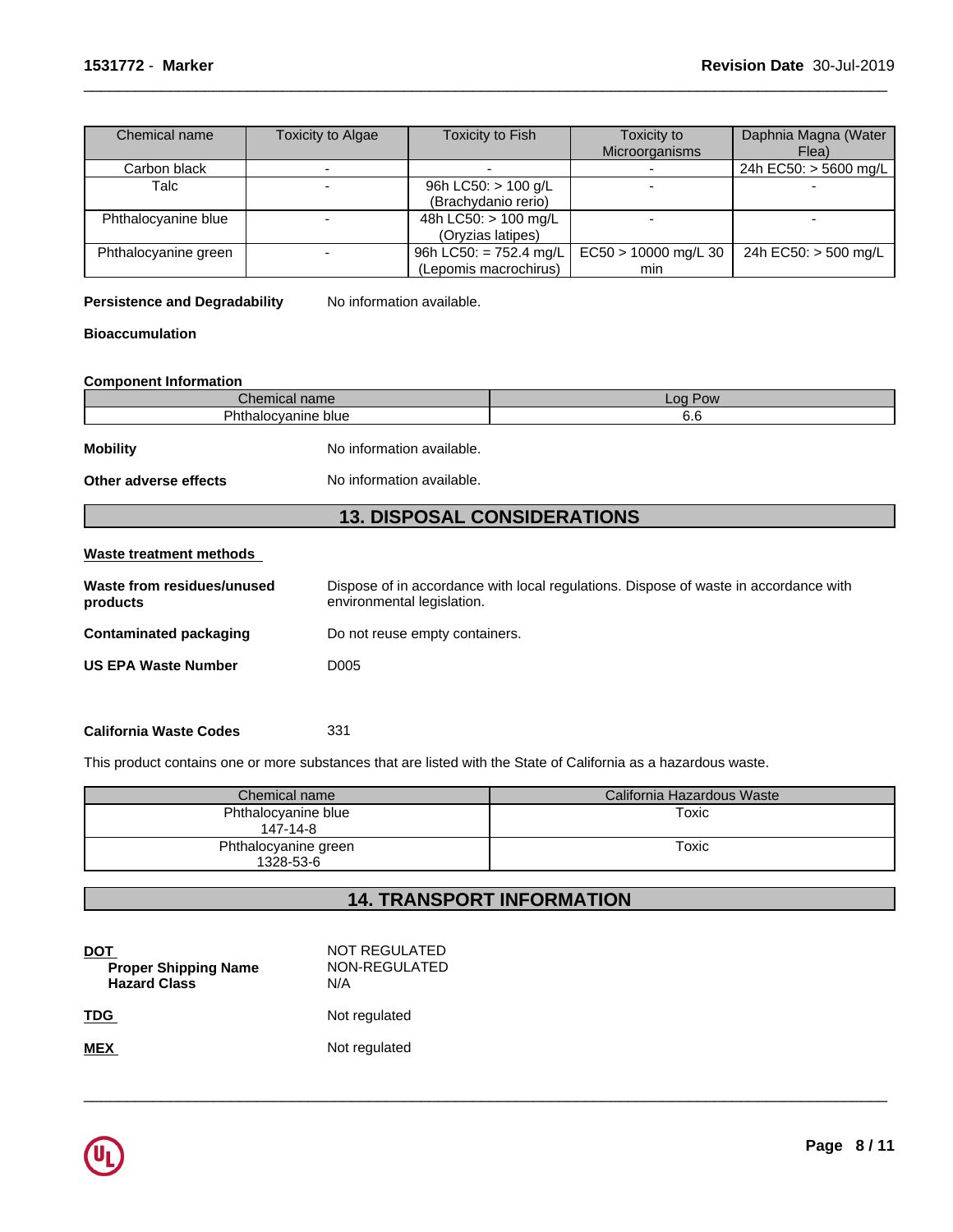| Chemical name | Toxicity to Algae | Toxicity to Fish | Toxicity to Microorganisms | Daphnia Magna (Water Flea) |
|---|---|---|---|---|
| Carbon black | - | - | - | 24h EC50: > 5600 mg/L |
| Talc | - | 96h LC50: > 100 g/L (Brachydanio rerio) | - | - |
| Phthalocyanine blue | - | 48h LC50: > 100 mg/L (Oryzias latipes) | - | - |
| Phthalocyanine green | - | 96h LC50: = 752.4 mg/L (Lepomis macrochirus) | EC50 > 10000 mg/L 30 min | 24h EC50: > 500 mg/L |

**Persistence and Degradability** No information available.

**Bioaccumulation**

**Component Information**

| Chemical name | Log Pow |
|---|---|
| Phthalocyanine blue | 6.6 |

**Mobility** No information available.

**Other adverse effects** No information available.

## 13. DISPOSAL CONSIDERATIONS

**Waste treatment methods**

**Waste from residues/unused products** Dispose of in accordance with local regulations. Dispose of waste in accordance with environmental legislation.

**Contaminated packaging** Do not reuse empty containers.

**US EPA Waste Number** D005

**California Waste Codes** 331

This product contains one or more substances that are listed with the State of California as a hazardous waste.

| Chemical name | California Hazardous Waste |
|---|---|
| Phthalocyanine blue 147-14-8 | Toxic |
| Phthalocyanine green 1328-53-6 | Toxic |

## 14. TRANSPORT INFORMATION

**DOT** NOT REGULATED
**Proper Shipping Name** NON-REGULATED
**Hazard Class** N/A

**TDG** Not regulated

**MEX** Not regulated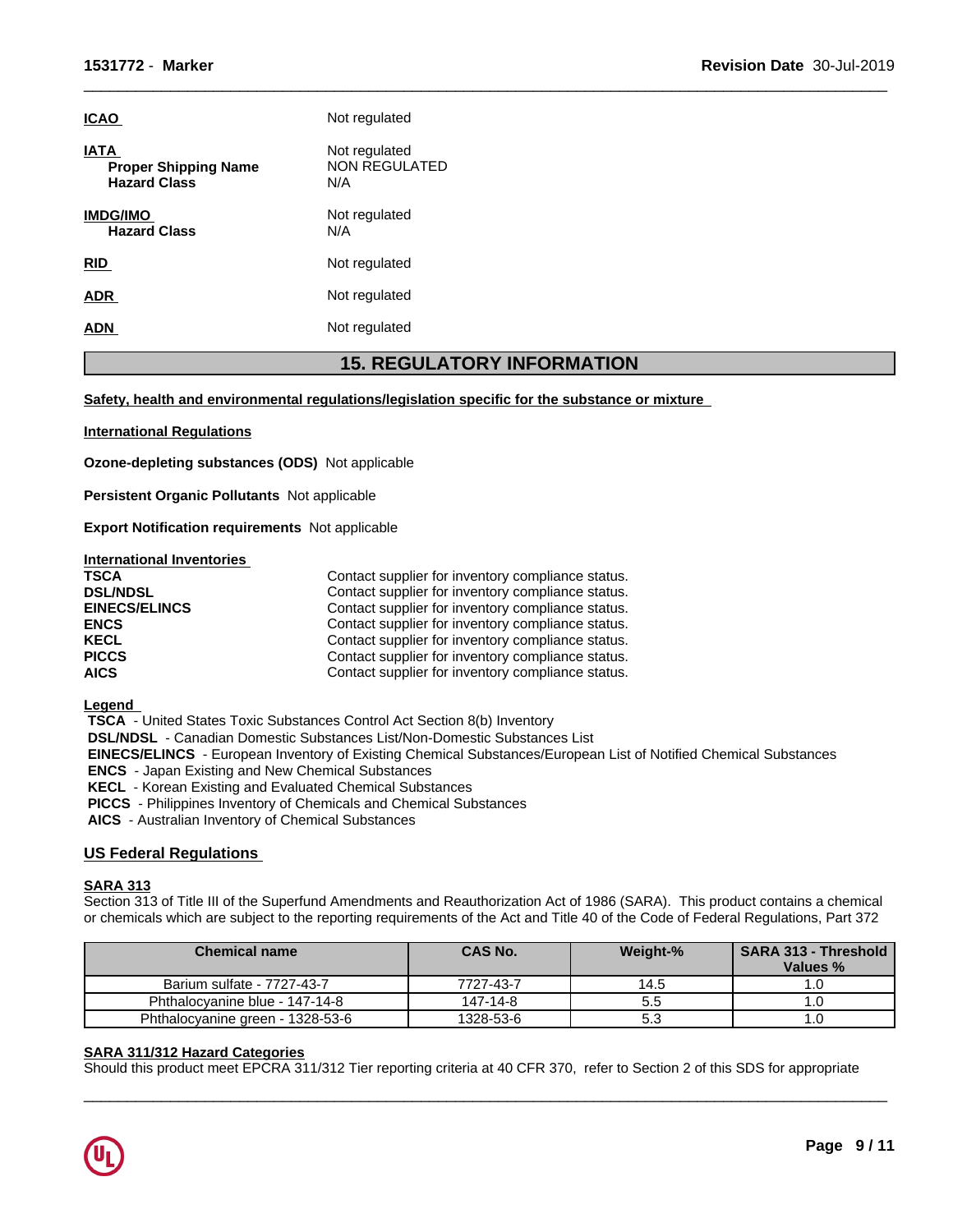**ICAO** Not regulated

**IATA** Not regulated
**Proper Shipping Name** NON REGULATED
**Hazard Class** N/A

**IMDG/IMO** Not regulated
**Hazard Class** N/A

**RID** Not regulated

**ADR** Not regulated

**ADN** Not regulated

## 15. REGULATORY INFORMATION

**Safety, health and environmental regulations/legislation specific for the substance or mixture**

**International Regulations**

**Ozone-depleting substances (ODS)** Not applicable

**Persistent Organic Pollutants** Not applicable

**Export Notification requirements** Not applicable

**International Inventories**

| | |
|---|---|
| **TSCA** | Contact supplier for inventory compliance status. |
| **DSL/NDSL** | Contact supplier for inventory compliance status. |
| **EINECS/ELINCS** | Contact supplier for inventory compliance status. |
| **ENCS** | Contact supplier for inventory compliance status. |
| **KECL** | Contact supplier for inventory compliance status. |
| **PICCS** | Contact supplier for inventory compliance status. |
| **AICS** | Contact supplier for inventory compliance status. |

**Legend**

**TSCA** - United States Toxic Substances Control Act Section 8(b) Inventory
**DSL/NDSL** - Canadian Domestic Substances List/Non-Domestic Substances List
**EINECS/ELINCS** - European Inventory of Existing Chemical Substances/European List of Notified Chemical Substances
**ENCS** - Japan Existing and New Chemical Substances
**KECL** - Korean Existing and Evaluated Chemical Substances
**PICCS** - Philippines Inventory of Chemicals and Chemical Substances
**AICS** - Australian Inventory of Chemical Substances

### US Federal Regulations

**SARA 313**
Section 313 of Title III of the Superfund Amendments and Reauthorization Act of 1986 (SARA). This product contains a chemical or chemicals which are subject to the reporting requirements of the Act and Title 40 of the Code of Federal Regulations, Part 372

| Chemical name | CAS No. | Weight-% | SARA 313 - Threshold Values % |
|---|---|---|---|
| Barium sulfate - 7727-43-7 | 7727-43-7 | 14.5 | 1.0 |
| Phthalocyanine blue - 147-14-8 | 147-14-8 | 5.5 | 1.0 |
| Phthalocyanine green - 1328-53-6 | 1328-53-6 | 5.3 | 1.0 |

**SARA 311/312 Hazard Categories**
Should this product meet EPCRA 311/312 Tier reporting criteria at 40 CFR 370, refer to Section 2 of this SDS for appropriate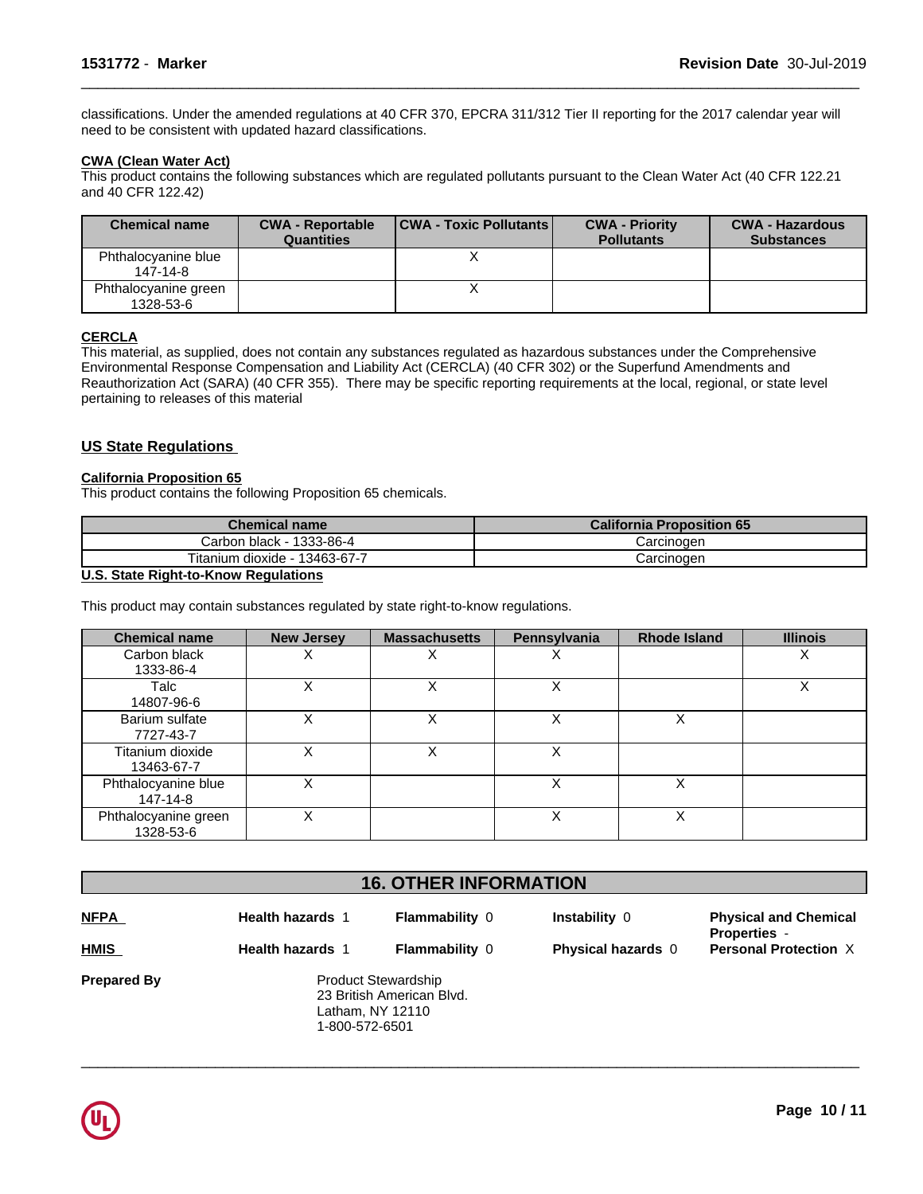classifications. Under the amended regulations at 40 CFR 370, EPCRA 311/312 Tier II reporting for the 2017 calendar year will need to be consistent with updated hazard classifications.

**CWA (Clean Water Act)**

This product contains the following substances which are regulated pollutants pursuant to the Clean Water Act (40 CFR 122.21 and 40 CFR 122.42)

| Chemical name | CWA - Reportable Quantities | CWA - Toxic Pollutants | CWA - Priority Pollutants | CWA - Hazardous Substances |
|---|---|---|---|---|
| Phthalocyanine blue 147-14-8 | | X | | |
| Phthalocyanine green 1328-53-6 | | X | | |

**CERCLA**

This material, as supplied, does not contain any substances regulated as hazardous substances under the Comprehensive Environmental Response Compensation and Liability Act (CERCLA) (40 CFR 302) or the Superfund Amendments and Reauthorization Act (SARA) (40 CFR 355). There may be specific reporting requirements at the local, regional, or state level pertaining to releases of this material

## US State Regulations

**California Proposition 65**

This product contains the following Proposition 65 chemicals.

| Chemical name | California Proposition 65 |
|---|---|
| Carbon black - 1333-86-4 | Carcinogen |
| Titanium dioxide - 13463-67-7 | Carcinogen |

**U.S. State Right-to-Know Regulations**

This product may contain substances regulated by state right-to-know regulations.

| Chemical name | New Jersey | Massachusetts | Pennsylvania | Rhode Island | Illinois |
|---|---|---|---|---|---|
| Carbon black 1333-86-4 | X | X | X | | X |
| Talc 14807-96-6 | X | X | X | | X |
| Barium sulfate 7727-43-7 | X | X | X | X | |
| Titanium dioxide 13463-67-7 | X | X | X | | |
| Phthalocyanine blue 147-14-8 | X | | X | X | |
| Phthalocyanine green 1328-53-6 | X | | X | X | |

## 16. OTHER INFORMATION

| | | | | |
|---|---|---|---|---|
| **NFPA** | **Health hazards** 1 | **Flammability** 0 | **Instability** 0 | **Physical and Chemical Properties** - |
| **HMIS** | **Health hazards** 1 | **Flammability** 0 | **Physical hazards** 0 | **Personal Protection** X |

**Prepared By**
Product Stewardship
23 British American Blvd.
Latham, NY 12110
1-800-572-6501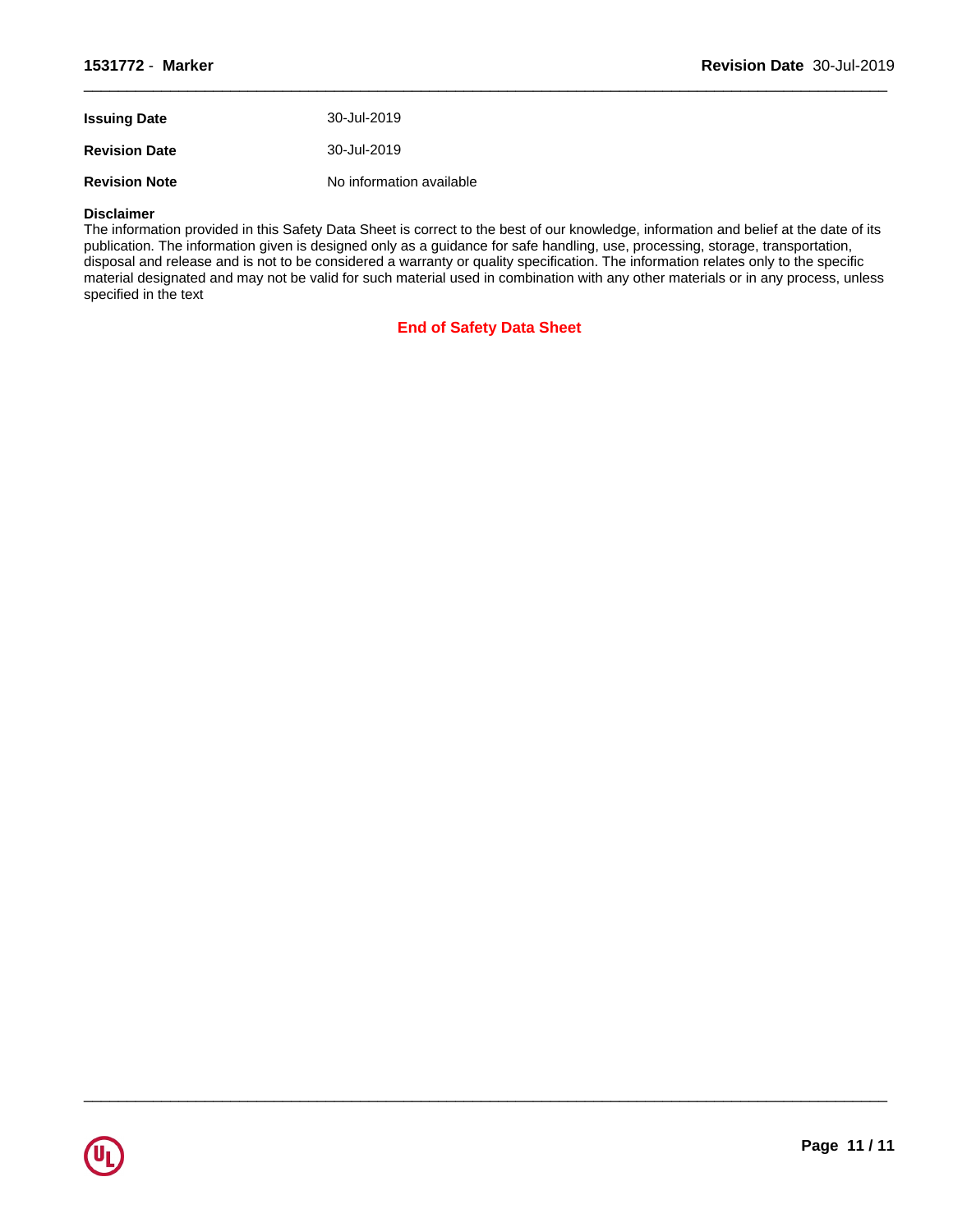| | |
|---|---|
| **Issuing Date** | 30-Jul-2019 |
| **Revision Date** | 30-Jul-2019 |
| **Revision Note** | No information available |

**Disclaimer**

The information provided in this Safety Data Sheet is correct to the best of our knowledge, information and belief at the date of its publication. The information given is designed only as a guidance for safe handling, use, processing, storage, transportation, disposal and release and is not to be considered a warranty or quality specification. The information relates only to the specific material designated and may not be valid for such material used in combination with any other materials or in any process, unless specified in the text

**End of Safety Data Sheet**